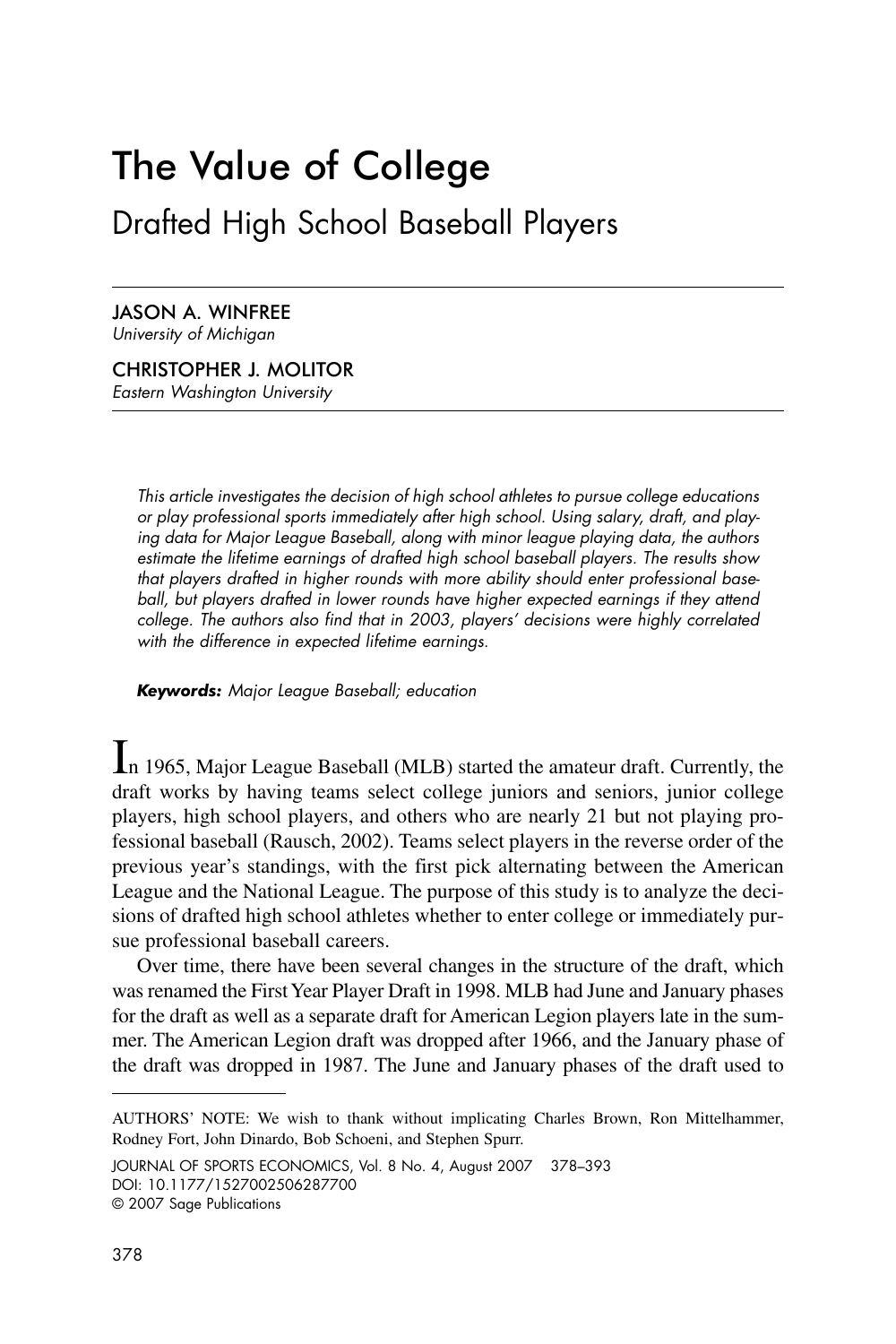# The Value of College

## Drafted High School Baseball Players

**JASON A. WINFREE**
*University of Michigan*

**CHRISTOPHER J. MOLITOR**
*Eastern Washington University*

*This article investigates the decision of high school athletes to pursue college educations or play professional sports immediately after high school. Using salary, draft, and playing data for Major League Baseball, along with minor league playing data, the authors estimate the lifetime earnings of drafted high school baseball players. The results show that players drafted in higher rounds with more ability should enter professional baseball, but players drafted in lower rounds have higher expected earnings if they attend college. The authors also find that in 2003, players' decisions were highly correlated with the difference in expected lifetime earnings.*

***Keywords:*** *Major League Baseball; education*

In 1965, Major League Baseball (MLB) started the amateur draft. Currently, the draft works by having teams select college juniors and seniors, junior college players, high school players, and others who are nearly 21 but not playing professional baseball (Rausch, 2002). Teams select players in the reverse order of the previous year's standings, with the first pick alternating between the American League and the National League. The purpose of this study is to analyze the decisions of drafted high school athletes whether to enter college or immediately pursue professional baseball careers.

Over time, there have been several changes in the structure of the draft, which was renamed the First Year Player Draft in 1998. MLB had June and January phases for the draft as well as a separate draft for American Legion players late in the summer. The American Legion draft was dropped after 1966, and the January phase of the draft was dropped in 1987. The June and January phases of the draft used to

---

AUTHORS' NOTE: We wish to thank without implicating Charles Brown, Ron Mittelhammer, Rodney Fort, John Dinardo, Bob Schoeni, and Stephen Spurr.

DOI: 10.1177/1527002506287700
© 2007 Sage Publications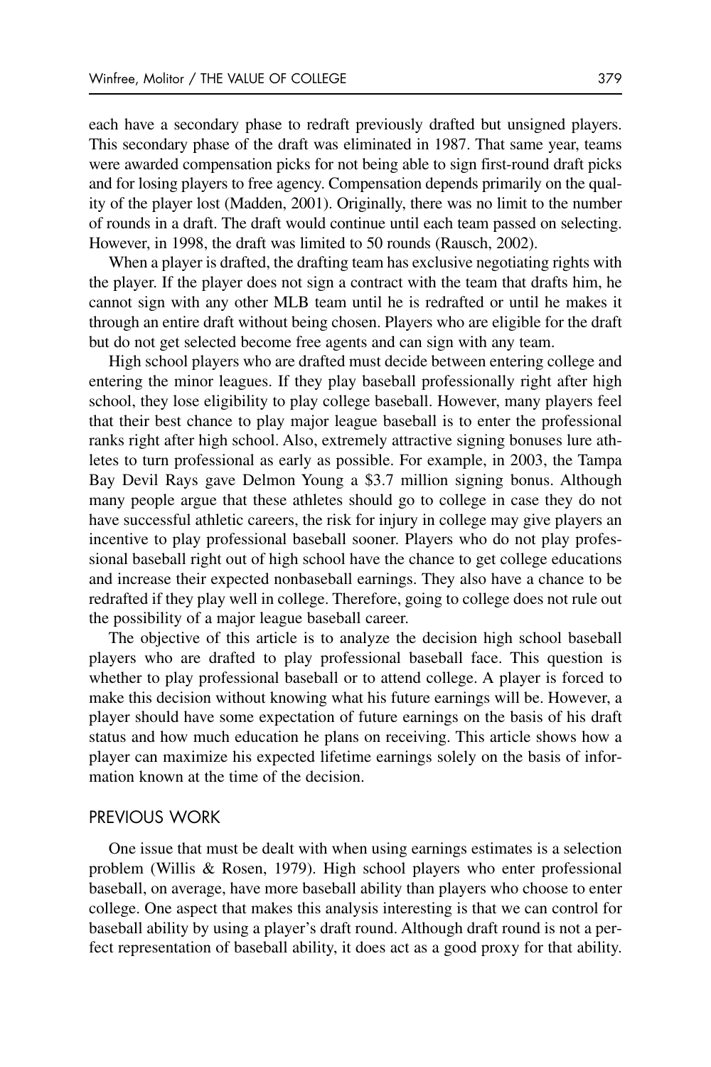each have a secondary phase to redraft previously drafted but unsigned players. This secondary phase of the draft was eliminated in 1987. That same year, teams were awarded compensation picks for not being able to sign first-round draft picks and for losing players to free agency. Compensation depends primarily on the quality of the player lost (Madden, 2001). Originally, there was no limit to the number of rounds in a draft. The draft would continue until each team passed on selecting. However, in 1998, the draft was limited to 50 rounds (Rausch, 2002).

When a player is drafted, the drafting team has exclusive negotiating rights with the player. If the player does not sign a contract with the team that drafts him, he cannot sign with any other MLB team until he is redrafted or until he makes it through an entire draft without being chosen. Players who are eligible for the draft but do not get selected become free agents and can sign with any team.

High school players who are drafted must decide between entering college and entering the minor leagues. If they play baseball professionally right after high school, they lose eligibility to play college baseball. However, many players feel that their best chance to play major league baseball is to enter the professional ranks right after high school. Also, extremely attractive signing bonuses lure athletes to turn professional as early as possible. For example, in 2003, the Tampa Bay Devil Rays gave Delmon Young a $3.7 million signing bonus. Although many people argue that these athletes should go to college in case they do not have successful athletic careers, the risk for injury in college may give players an incentive to play professional baseball sooner. Players who do not play professional baseball right out of high school have the chance to get college educations and increase their expected nonbaseball earnings. They also have a chance to be redrafted if they play well in college. Therefore, going to college does not rule out the possibility of a major league baseball career.

The objective of this article is to analyze the decision high school baseball players who are drafted to play professional baseball face. This question is whether to play professional baseball or to attend college. A player is forced to make this decision without knowing what his future earnings will be. However, a player should have some expectation of future earnings on the basis of his draft status and how much education he plans on receiving. This article shows how a player can maximize his expected lifetime earnings solely on the basis of information known at the time of the decision.

## PREVIOUS WORK

One issue that must be dealt with when using earnings estimates is a selection problem (Willis & Rosen, 1979). High school players who enter professional baseball, on average, have more baseball ability than players who choose to enter college. One aspect that makes this analysis interesting is that we can control for baseball ability by using a player's draft round. Although draft round is not a perfect representation of baseball ability, it does act as a good proxy for that ability.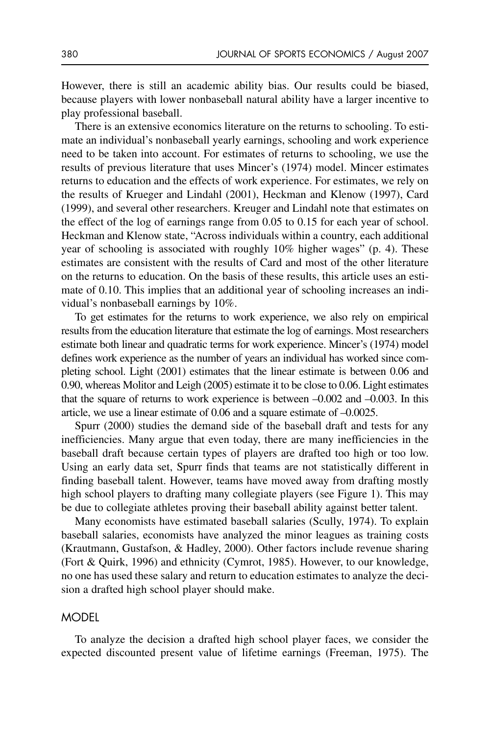However, there is still an academic ability bias. Our results could be biased, because players with lower nonbaseball natural ability have a larger incentive to play professional baseball.

There is an extensive economics literature on the returns to schooling. To estimate an individual's nonbaseball yearly earnings, schooling and work experience need to be taken into account. For estimates of returns to schooling, we use the results of previous literature that uses Mincer's (1974) model. Mincer estimates returns to education and the effects of work experience. For estimates, we rely on the results of Krueger and Lindahl (2001), Heckman and Klenow (1997), Card (1999), and several other researchers. Kreuger and Lindahl note that estimates on the effect of the log of earnings range from 0.05 to 0.15 for each year of school. Heckman and Klenow state, "Across individuals within a country, each additional year of schooling is associated with roughly 10% higher wages" (p. 4). These estimates are consistent with the results of Card and most of the other literature on the returns to education. On the basis of these results, this article uses an estimate of 0.10. This implies that an additional year of schooling increases an individual's nonbaseball earnings by 10%.

To get estimates for the returns to work experience, we also rely on empirical results from the education literature that estimate the log of earnings. Most researchers estimate both linear and quadratic terms for work experience. Mincer's (1974) model defines work experience as the number of years an individual has worked since completing school. Light (2001) estimates that the linear estimate is between 0.06 and 0.90, whereas Molitor and Leigh (2005) estimate it to be close to 0.06. Light estimates that the square of returns to work experience is between –0.002 and –0.003. In this article, we use a linear estimate of 0.06 and a square estimate of –0.0025.

Spurr (2000) studies the demand side of the baseball draft and tests for any inefficiencies. Many argue that even today, there are many inefficiencies in the baseball draft because certain types of players are drafted too high or too low. Using an early data set, Spurr finds that teams are not statistically different in finding baseball talent. However, teams have moved away from drafting mostly high school players to drafting many collegiate players (see Figure 1). This may be due to collegiate athletes proving their baseball ability against better talent.

Many economists have estimated baseball salaries (Scully, 1974). To explain baseball salaries, economists have analyzed the minor leagues as training costs (Krautmann, Gustafson, & Hadley, 2000). Other factors include revenue sharing (Fort & Quirk, 1996) and ethnicity (Cymrot, 1985). However, to our knowledge, no one has used these salary and return to education estimates to analyze the decision a drafted high school player should make.

## MODEL

To analyze the decision a drafted high school player faces, we consider the expected discounted present value of lifetime earnings (Freeman, 1975). The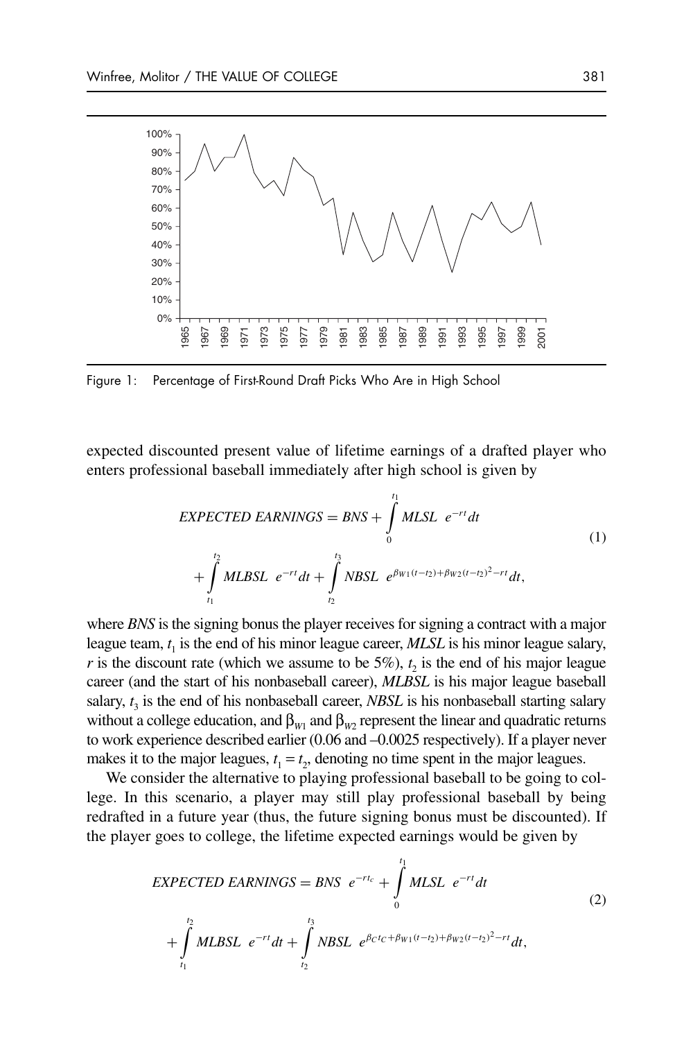Figure 1: Percentage of First-Round Draft Picks Who Are in High School

expected discounted present value of lifetime earnings of a drafted player who enters professional baseball immediately after high school is given by

$$EXPECTED\ EARNINGS = BNS + \int_{0}^{t_1} MLSL\ e^{-rt}dt + \int_{t_1}^{t_2} MLBSL\ e^{-rt}dt + \int_{t_2}^{t_3} NBSL\ e^{\beta_{W1}(t-t_2)+\beta_{W2}(t-t_2)^2-rt}dt, \tag{1}$$

where *BNS* is the signing bonus the player receives for signing a contract with a major league team, $t_1$ is the end of his minor league career, *MLSL* is his minor league salary, $r$ is the discount rate (which we assume to be 5%), $t_2$ is the end of his major league career (and the start of his nonbaseball career), *MLBSL* is his major league baseball salary, $t_3$ is the end of his nonbaseball career, *NBSL* is his nonbaseball starting salary without a college education, and $\beta_{W1}$ and $\beta_{W2}$ represent the linear and quadratic returns to work experience described earlier (0.06 and –0.0025 respectively). If a player never makes it to the major leagues, $t_1 = t_2$, denoting no time spent in the major leagues.

We consider the alternative to playing professional baseball to be going to college. In this scenario, a player may still play professional baseball by being redrafted in a future year (thus, the future signing bonus must be discounted). If the player goes to college, the lifetime expected earnings would be given by

$$EXPECTED\ EARNINGS = BNS\ e^{-rt_c} + \int_{0}^{t_1} MLSL\ e^{-rt}dt + \int_{t_1}^{t_2} MLBSL\ e^{-rt}dt + \int_{t_2}^{t_3} NBSL\ e^{\beta_C t_C+\beta_{W1}(t-t_2)+\beta_{W2}(t-t_2)^2-rt}dt, \tag{2}$$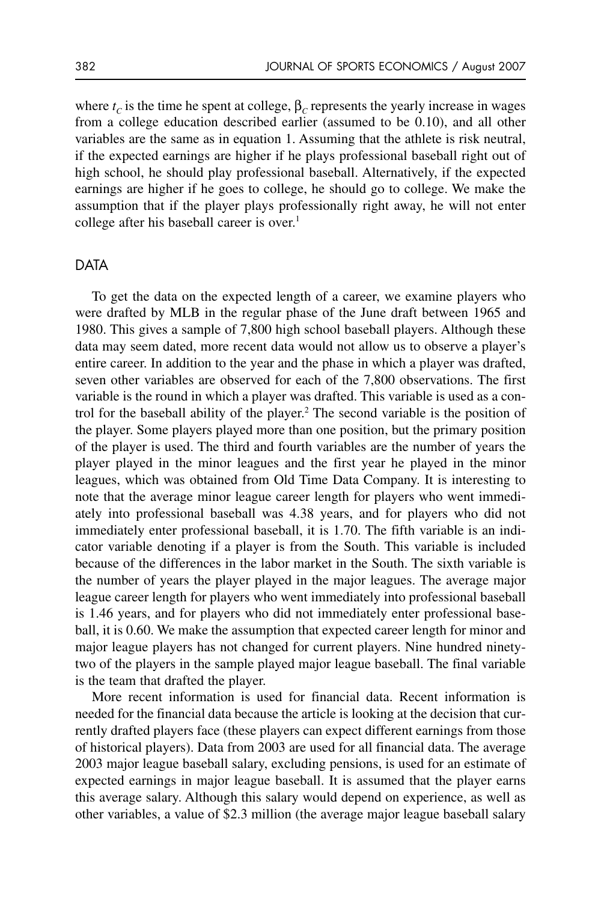where $t_c$ is the time he spent at college, $\beta_c$ represents the yearly increase in wages from a college education described earlier (assumed to be 0.10), and all other variables are the same as in equation 1. Assuming that the athlete is risk neutral, if the expected earnings are higher if he plays professional baseball right out of high school, he should play professional baseball. Alternatively, if the expected earnings are higher if he goes to college, he should go to college. We make the assumption that if the player plays professionally right away, he will not enter college after his baseball career is over.[1]

## DATA

To get the data on the expected length of a career, we examine players who were drafted by MLB in the regular phase of the June draft between 1965 and 1980. This gives a sample of 7,800 high school baseball players. Although these data may seem dated, more recent data would not allow us to observe a player's entire career. In addition to the year and the phase in which a player was drafted, seven other variables are observed for each of the 7,800 observations. The first variable is the round in which a player was drafted. This variable is used as a control for the baseball ability of the player.[2] The second variable is the position of the player. Some players played more than one position, but the primary position of the player is used. The third and fourth variables are the number of years the player played in the minor leagues and the first year he played in the minor leagues, which was obtained from Old Time Data Company. It is interesting to note that the average minor league career length for players who went immediately into professional baseball was 4.38 years, and for players who did not immediately enter professional baseball, it is 1.70. The fifth variable is an indicator variable denoting if a player is from the South. This variable is included because of the differences in the labor market in the South. The sixth variable is the number of years the player played in the major leagues. The average major league career length for players who went immediately into professional baseball is 1.46 years, and for players who did not immediately enter professional baseball, it is 0.60. We make the assumption that expected career length for minor and major league players has not changed for current players. Nine hundred ninety-two of the players in the sample played major league baseball. The final variable is the team that drafted the player.

More recent information is used for financial data. Recent information is needed for the financial data because the article is looking at the decision that currently drafted players face (these players can expect different earnings from those of historical players). Data from 2003 are used for all financial data. The average 2003 major league baseball salary, excluding pensions, is used for an estimate of expected earnings in major league baseball. It is assumed that the player earns this average salary. Although this salary would depend on experience, as well as other variables, a value of \$2.3 million (the average major league baseball salary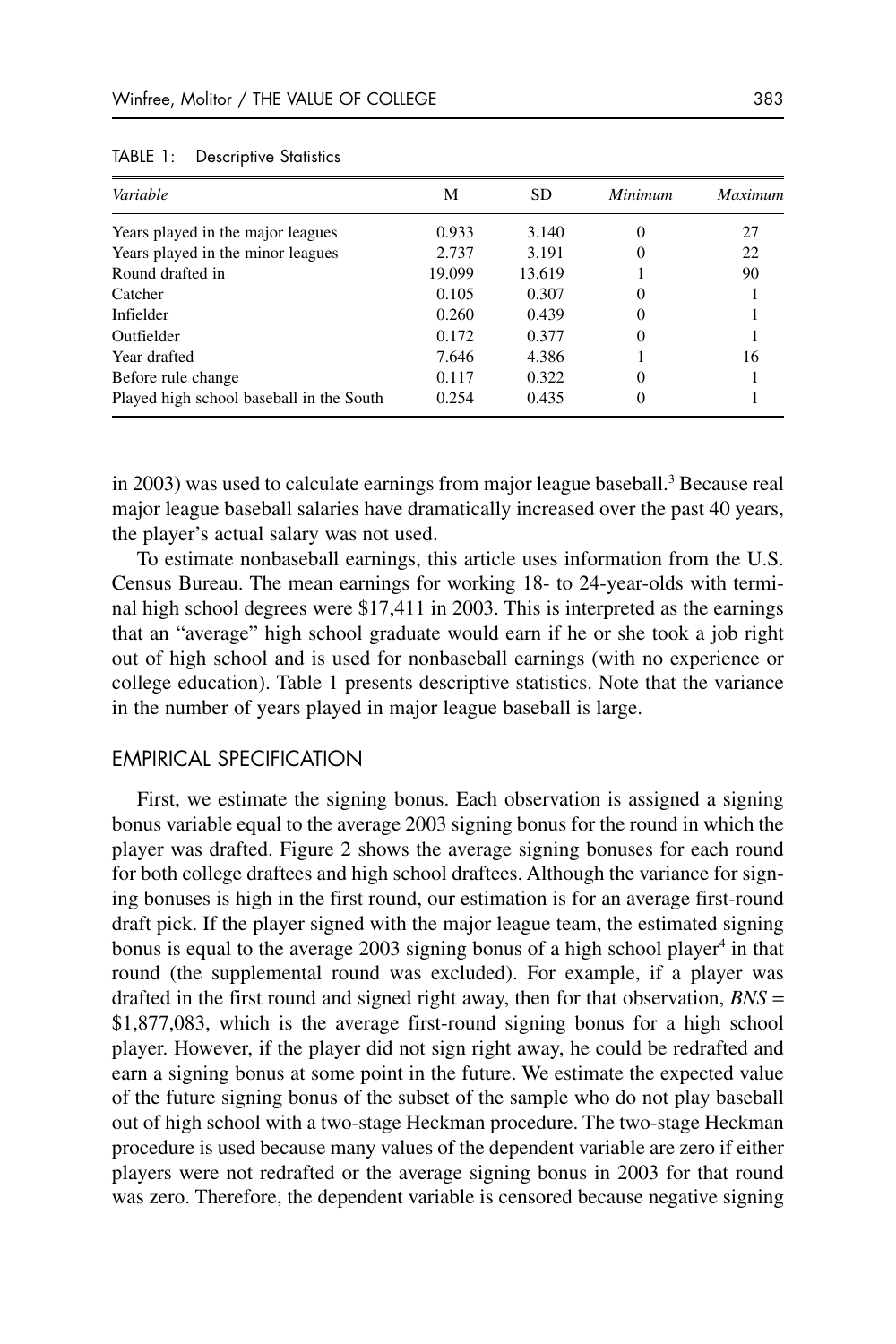TABLE 1: Descriptive Statistics

| *Variable* | M | SD | *Minimum* | *Maximum* |
|---|---|---|---|---|
| Years played in the major leagues | 0.933 | 3.140 | 0 | 27 |
| Years played in the minor leagues | 2.737 | 3.191 | 0 | 22 |
| Round drafted in | 19.099 | 13.619 | 1 | 90 |
| Catcher | 0.105 | 0.307 | 0 | 1 |
| Infielder | 0.260 | 0.439 | 0 | 1 |
| Outfielder | 0.172 | 0.377 | 0 | 1 |
| Year drafted | 7.646 | 4.386 | 1 | 16 |
| Before rule change | 0.117 | 0.322 | 0 | 1 |
| Played high school baseball in the South | 0.254 | 0.435 | 0 | 1 |

in 2003) was used to calculate earnings from major league baseball.[3] Because real major league baseball salaries have dramatically increased over the past 40 years, the player's actual salary was not used.

To estimate nonbaseball earnings, this article uses information from the U.S. Census Bureau. The mean earnings for working 18- to 24-year-olds with terminal high school degrees were $17,411 in 2003. This is interpreted as the earnings that an "average" high school graduate would earn if he or she took a job right out of high school and is used for nonbaseball earnings (with no experience or college education). Table 1 presents descriptive statistics. Note that the variance in the number of years played in major league baseball is large.

## EMPIRICAL SPECIFICATION

First, we estimate the signing bonus. Each observation is assigned a signing bonus variable equal to the average 2003 signing bonus for the round in which the player was drafted. Figure 2 shows the average signing bonuses for each round for both college draftees and high school draftees. Although the variance for signing bonuses is high in the first round, our estimation is for an average first-round draft pick. If the player signed with the major league team, the estimated signing bonus is equal to the average 2003 signing bonus of a high school player[4] in that round (the supplemental round was excluded). For example, if a player was drafted in the first round and signed right away, then for that observation, $BNS =$ $1,877,083, which is the average first-round signing bonus for a high school player. However, if the player did not sign right away, he could be redrafted and earn a signing bonus at some point in the future. We estimate the expected value of the future signing bonus of the subset of the sample who do not play baseball out of high school with a two-stage Heckman procedure. The two-stage Heckman procedure is used because many values of the dependent variable are zero if either players were not redrafted or the average signing bonus in 2003 for that round was zero. Therefore, the dependent variable is censored because negative signing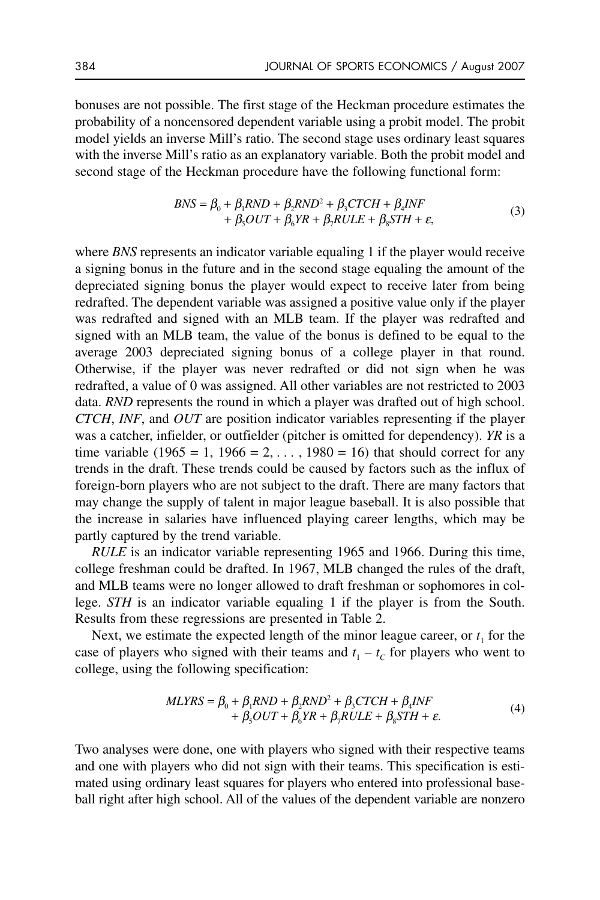bonuses are not possible. The first stage of the Heckman procedure estimates the probability of a noncensored dependent variable using a probit model. The probit model yields an inverse Mill's ratio. The second stage uses ordinary least squares with the inverse Mill's ratio as an explanatory variable. Both the probit model and second stage of the Heckman procedure have the following functional form:

$$BNS = \beta_0 + \beta_1 RND + \beta_2 RND^2 + \beta_3 CTCH + \beta_4 INF + \beta_5 OUT + \beta_6 YR + \beta_7 RULE + \beta_8 STH + \varepsilon, \tag{3}$$

where *BNS* represents an indicator variable equaling 1 if the player would receive a signing bonus in the future and in the second stage equaling the amount of the depreciated signing bonus the player would expect to receive later from being redrafted. The dependent variable was assigned a positive value only if the player was redrafted and signed with an MLB team. If the player was redrafted and signed with an MLB team, the value of the bonus is defined to be equal to the average 2003 depreciated signing bonus of a college player in that round. Otherwise, if the player was never redrafted or did not sign when he was redrafted, a value of 0 was assigned. All other variables are not restricted to 2003 data. *RND* represents the round in which a player was drafted out of high school. *CTCH*, *INF*, and *OUT* are position indicator variables representing if the player was a catcher, infielder, or outfielder (pitcher is omitted for dependency). *YR* is a time variable (1965 = 1, 1966 = 2, . . . , 1980 = 16) that should correct for any trends in the draft. These trends could be caused by factors such as the influx of foreign-born players who are not subject to the draft. There are many factors that may change the supply of talent in major league baseball. It is also possible that the increase in salaries have influenced playing career lengths, which may be partly captured by the trend variable.

*RULE* is an indicator variable representing 1965 and 1966. During this time, college freshman could be drafted. In 1967, MLB changed the rules of the draft, and MLB teams were no longer allowed to draft freshman or sophomores in college. *STH* is an indicator variable equaling 1 if the player is from the South. Results from these regressions are presented in Table 2.

Next, we estimate the expected length of the minor league career, or $t_1$ for the case of players who signed with their teams and $t_1 - t_C$ for players who went to college, using the following specification:

$$MLYRS = \beta_0 + \beta_1 RND + \beta_2 RND^2 + \beta_3 CTCH + \beta_4 INF + \beta_5 OUT + \beta_6 YR + \beta_7 RULE + \beta_8 STH + \varepsilon. \tag{4}$$

Two analyses were done, one with players who signed with their respective teams and one with players who did not sign with their teams. This specification is estimated using ordinary least squares for players who entered into professional baseball right after high school. All of the values of the dependent variable are nonzero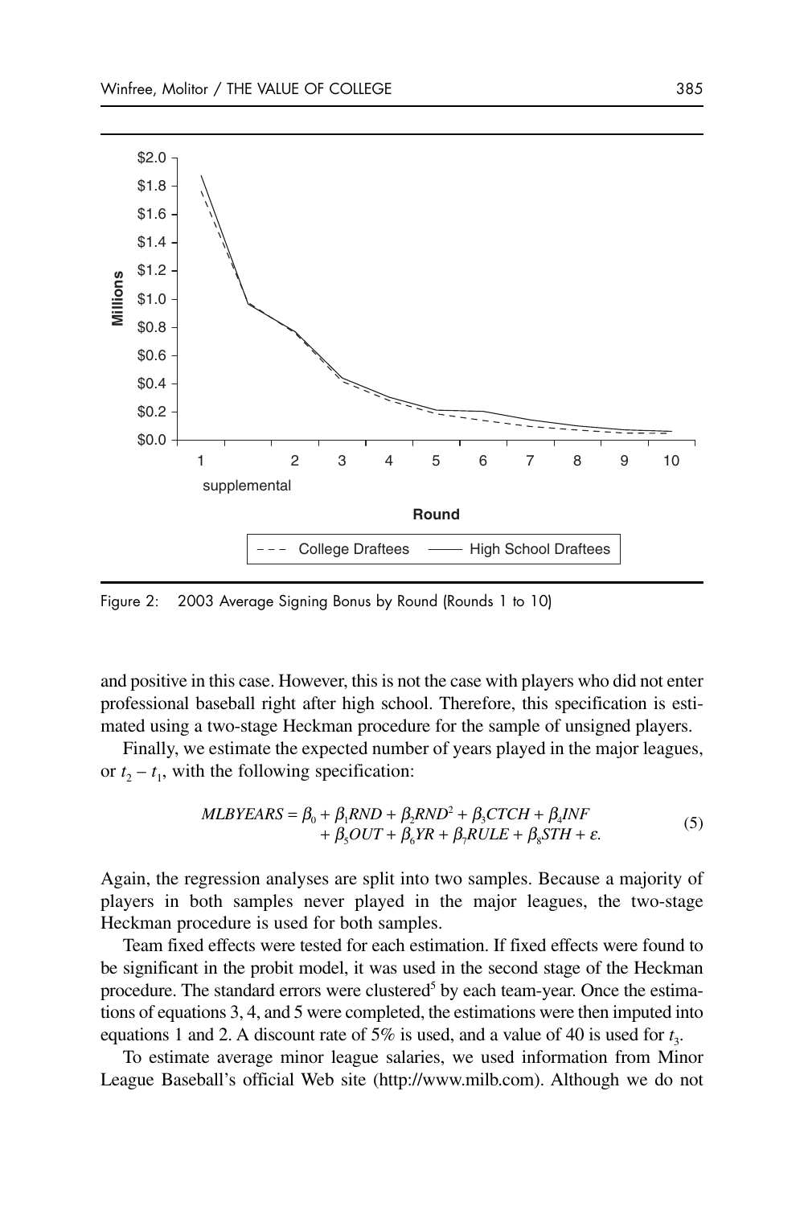Figure 2: 2003 Average Signing Bonus by Round (Rounds 1 to 10)

and positive in this case. However, this is not the case with players who did not enter professional baseball right after high school. Therefore, this specification is estimated using a two-stage Heckman procedure for the sample of unsigned players.

Finally, we estimate the expected number of years played in the major leagues, or $t_2 - t_1$, with the following specification:

$$MLBYEARS = \beta_0 + \beta_1 RND + \beta_2 RND^2 + \beta_3 CTCH + \beta_4 INF + \beta_5 OUT + \beta_6 YR + \beta_7 RULE + \beta_8 STH + \varepsilon. \tag{5}$$

Again, the regression analyses are split into two samples. Because a majority of players in both samples never played in the major leagues, the two-stage Heckman procedure is used for both samples.

Team fixed effects were tested for each estimation. If fixed effects were found to be significant in the probit model, it was used in the second stage of the Heckman procedure. The standard errors were clustered[5] by each team-year. Once the estimations of equations 3, 4, and 5 were completed, the estimations were then imputed into equations 1 and 2. A discount rate of 5% is used, and a value of 40 is used for $t_3$.

To estimate average minor league salaries, we used information from Minor League Baseball's official Web site (http://www.milb.com). Although we do not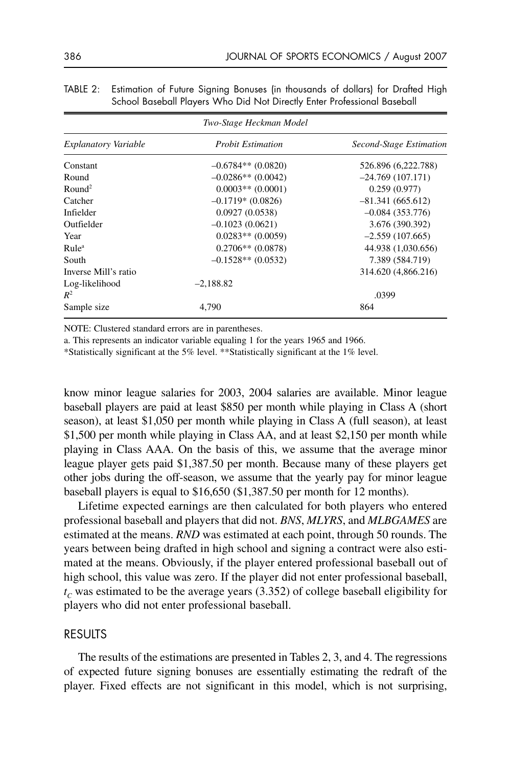TABLE 2: Estimation of Future Signing Bonuses (in thousands of dollars) for Drafted High School Baseball Players Who Did Not Directly Enter Professional Baseball

| | *Two-Stage Heckman Model* | |
|---|---|---|
| *Explanatory Variable* | *Probit Estimation* | *Second-Stage Estimation* |
| Constant | –0.6784** (0.0820) | 526.896 (6,222.788) |
| Round | –0.0286** (0.0042) | –24.769 (107.171) |
| $Round^2$ | 0.0003** (0.0001) | 0.259 (0.977) |
| Catcher | –0.1719* (0.0826) | –81.341 (665.612) |
| Infielder | 0.0927 (0.0538) | –0.084 (353.776) |
| Outfielder | –0.1023 (0.0621) | 3.676 (390.392) |
| Year | 0.0283** (0.0059) | –2.559 (107.665) |
| Rule[a] | 0.2706** (0.0878) | 44.938 (1,030.656) |
| South | –0.1528** (0.0532) | 7.389 (584.719) |
| Inverse Mill's ratio | | 314.620 (4,866.216) |
| Log-likelihood | –2,188.82 | |
| $R^2$ | | .0399 |
| Sample size | 4,790 | 864 |

NOTE: Clustered standard errors are in parentheses.

a. This represents an indicator variable equaling 1 for the years 1965 and 1966.

*Statistically significant at the 5% level. **Statistically significant at the 1% level.

know minor league salaries for 2003, 2004 salaries are available. Minor league baseball players are paid at least \$850 per month while playing in Class A (short season), at least \$1,050 per month while playing in Class A (full season), at least \$1,500 per month while playing in Class AA, and at least \$2,150 per month while playing in Class AAA. On the basis of this, we assume that the average minor league player gets paid \$1,387.50 per month. Because many of these players get other jobs during the off-season, we assume that the yearly pay for minor league baseball players is equal to \$16,650 (\$1,387.50 per month for 12 months).

Lifetime expected earnings are then calculated for both players who entered professional baseball and players that did not. *BNS*, *MLYRS*, and *MLBGAMES* are estimated at the means. *RND* was estimated at each point, through 50 rounds. The years between being drafted in high school and signing a contract were also estimated at the means. Obviously, if the player entered professional baseball out of high school, this value was zero. If the player did not enter professional baseball, $t_C$ was estimated to be the average years (3.352) of college baseball eligibility for players who did not enter professional baseball.

## RESULTS

The results of the estimations are presented in Tables 2, 3, and 4. The regressions of expected future signing bonuses are essentially estimating the redraft of the player. Fixed effects are not significant in this model, which is not surprising,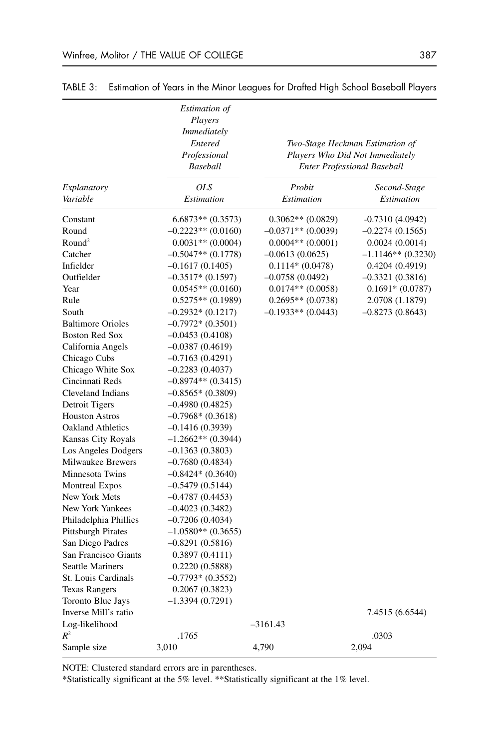TABLE 3: Estimation of Years in the Minor Leagues for Drafted High School Baseball Players

| | *Estimation of Players Immediately Entered Professional Baseball* | *Two-Stage Heckman Estimation of Players Who Did Not Immediately Enter Professional Baseball* | |
|---|---|---|---|
| *Explanatory Variable* | *OLS Estimation* | *Probit Estimation* | *Second-Stage Estimation* |
| Constant | 6.6873** (0.3573) | 0.3062** (0.0829) | -0.7310 (4.0942) |
| Round | –0.2223** (0.0160) | –0.0371** (0.0039) | –0.2274 (0.1565) |
| Round$^2$ | 0.0031** (0.0004) | 0.0004** (0.0001) | 0.0024 (0.0014) |
| Catcher | –0.5047** (0.1778) | –0.0613 (0.0625) | –1.1146** (0.3230) |
| Infielder | –0.1617 (0.1405) | 0.1114* (0.0478) | 0.4204 (0.4919) |
| Outfielder | –0.3517* (0.1597) | –0.0758 (0.0492) | –0.3321 (0.3816) |
| Year | 0.0545** (0.0160) | 0.0174** (0.0058) | 0.1691* (0.0787) |
| Rule | 0.5275** (0.1989) | 0.2695** (0.0738) | 2.0708 (1.1879) |
| South | –0.2932* (0.1217) | –0.1933** (0.0443) | –0.8273 (0.8643) |
| Baltimore Orioles | –0.7972* (0.3501) | | |
| Boston Red Sox | –0.0453 (0.4108) | | |
| California Angels | –0.0387 (0.4619) | | |
| Chicago Cubs | –0.7163 (0.4291) | | |
| Chicago White Sox | –0.2283 (0.4037) | | |
| Cincinnati Reds | –0.8974** (0.3415) | | |
| Cleveland Indians | –0.8565* (0.3809) | | |
| Detroit Tigers | –0.4980 (0.4825) | | |
| Houston Astros | –0.7968* (0.3618) | | |
| Oakland Athletics | –0.1416 (0.3939) | | |
| Kansas City Royals | –1.2662** (0.3944) | | |
| Los Angeles Dodgers | –0.1363 (0.3803) | | |
| Milwaukee Brewers | –0.7680 (0.4834) | | |
| Minnesota Twins | –0.8424* (0.3640) | | |
| Montreal Expos | –0.5479 (0.5144) | | |
| New York Mets | –0.4787 (0.4453) | | |
| New York Yankees | –0.4023 (0.3482) | | |
| Philadelphia Phillies | –0.7206 (0.4034) | | |
| Pittsburgh Pirates | –1.0580** (0.3655) | | |
| San Diego Padres | –0.8291 (0.5816) | | |
| San Francisco Giants | 0.3897 (0.4111) | | |
| Seattle Mariners | 0.2220 (0.5888) | | |
| St. Louis Cardinals | –0.7793* (0.3552) | | |
| Texas Rangers | 0.2067 (0.3823) | | |
| Toronto Blue Jays | –1.3394 (0.7291) | | |
| Inverse Mill's ratio | | | 7.4515 (6.6544) |
| Log-likelihood | | –3161.43 | |
| $R^2$ | .1765 | | .0303 |
| Sample size | 3,010 | 4,790 | 2,094 |

NOTE: Clustered standard errors are in parentheses.

*Statistically significant at the 5% level. **Statistically significant at the 1% level.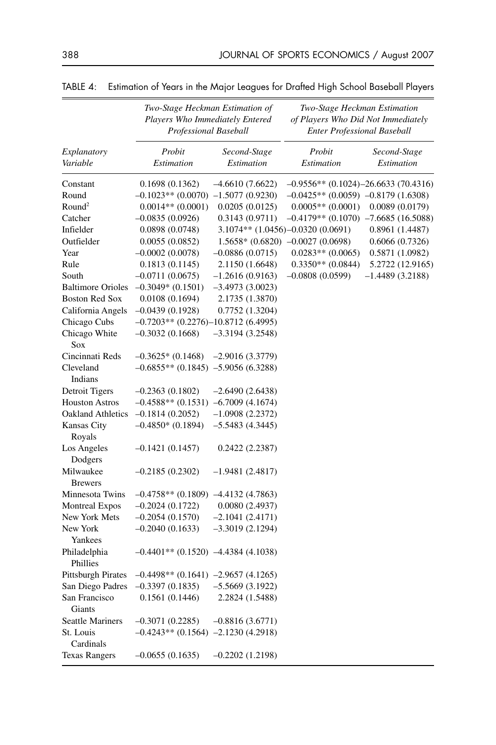TABLE 4: Estimation of Years in the Major Leagues for Drafted High School Baseball Players

| Explanatory Variable | *Two-Stage Heckman Estimation of Players Who Immediately Entered Professional Baseball* | | *Two-Stage Heckman Estimation of Players Who Did Not Immediately Enter Professional Baseball* | |
|---|---|---|---|---|
| | *Probit Estimation* | *Second-Stage Estimation* | *Probit Estimation* | *Second-Stage Estimation* |
| Constant | 0.1698 (0.1362) | –4.6610 (7.6622) | –0.9556** (0.1024) | –26.6633 (70.4316) |
| Round | –0.1023** (0.0070) | –1.5077 (0.9230) | –0.0425** (0.0059) | –0.8179 (1.6308) |
| Round$^2$ | 0.0014** (0.0001) | 0.0205 (0.0125) | 0.0005** (0.0001) | 0.0089 (0.0179) |
| Catcher | –0.0835 (0.0926) | 0.3143 (0.9711) | –0.4179** (0.1070) | –7.6685 (16.5088) |
| Infielder | 0.0898 (0.0748) | 3.1074** (1.0456) | –0.0320 (0.0691) | 0.8961 (1.4487) |
| Outfielder | 0.0055 (0.0852) | 1.5658* (0.6820) | –0.0027 (0.0698) | 0.6066 (0.7326) |
| Year | –0.0002 (0.0078) | –0.0886 (0.0715) | 0.0283** (0.0065) | 0.5871 (1.0982) |
| Rule | 0.1813 (0.1145) | 2.1150 (1.6648) | 0.3350** (0.0844) | 5.2722 (12.9165) |
| South | –0.0711 (0.0675) | –1.2616 (0.9163) | –0.0808 (0.0599) | –1.4489 (3.2188) |
| Baltimore Orioles | –0.3049* (0.1501) | –3.4973 (3.0023) | | |
| Boston Red Sox | 0.0108 (0.1694) | 2.1735 (1.3870) | | |
| California Angels | –0.0439 (0.1928) | 0.7752 (1.3204) | | |
| Chicago Cubs | –0.7203** (0.2276) | –10.8712 (6.4995) | | |
| Chicago White Sox | –0.3032 (0.1668) | –3.3194 (3.2548) | | |
| Cincinnati Reds | –0.3625* (0.1468) | –2.9016 (3.3779) | | |
| Cleveland Indians | –0.6855** (0.1845) | –5.9056 (6.3288) | | |
| Detroit Tigers | –0.2363 (0.1802) | –2.6490 (2.6438) | | |
| Houston Astros | –0.4588** (0.1531) | –6.7009 (4.1674) | | |
| Oakland Athletics | –0.1814 (0.2052) | –1.0908 (2.2372) | | |
| Kansas City Royals | –0.4850* (0.1894) | –5.5483 (4.3445) | | |
| Los Angeles Dodgers | –0.1421 (0.1457) | 0.2422 (2.2387) | | |
| Milwaukee Brewers | –0.2185 (0.2302) | –1.9481 (2.4817) | | |
| Minnesota Twins | –0.4758** (0.1809) | –4.4132 (4.7863) | | |
| Montreal Expos | –0.2024 (0.1722) | 0.0080 (2.4937) | | |
| New York Mets | –0.2054 (0.1570) | –2.1041 (2.4171) | | |
| New York Yankees | –0.2040 (0.1633) | –3.3019 (2.1294) | | |
| Philadelphia Phillies | –0.4401** (0.1520) | –4.4384 (4.1038) | | |
| Pittsburgh Pirates | –0.4498** (0.1641) | –2.9657 (4.1265) | | |
| San Diego Padres | –0.3397 (0.1835) | –5.5669 (3.1922) | | |
| San Francisco Giants | 0.1561 (0.1446) | 2.2824 (1.5488) | | |
| Seattle Mariners | –0.3071 (0.2285) | –0.8816 (3.6771) | | |
| St. Louis Cardinals | –0.4243** (0.1564) | –2.1230 (4.2918) | | |
| Texas Rangers | –0.0655 (0.1635) | –0.2202 (1.2198) | | |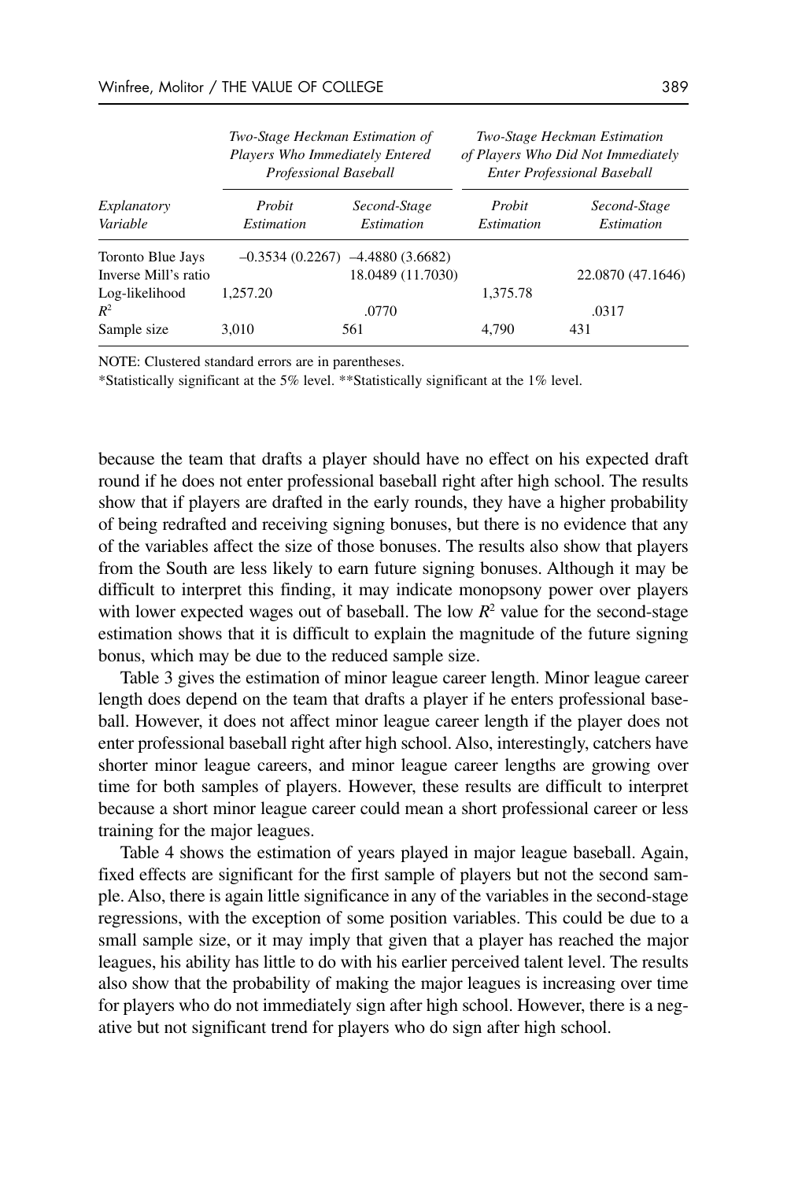| Explanatory Variable | Two-Stage Heckman Estimation of Players Who Immediately Entered Professional Baseball | | Two-Stage Heckman Estimation of Players Who Did Not Immediately Enter Professional Baseball | |
|---|---|---|---|---|
| | *Probit Estimation* | *Second-Stage Estimation* | *Probit Estimation* | *Second-Stage Estimation* |
| Toronto Blue Jays | –0.3534 (0.2267) | –4.4880 (3.6682) | | |
| Inverse Mill's ratio | | 18.0489 (11.7030) | | 22.0870 (47.1646) |
| Log-likelihood | 1,257.20 | | 1,375.78 | |
| $R^2$ | | .0770 | | .0317 |
| Sample size | 3,010 | 561 | 4,790 | 431 |

NOTE: Clustered standard errors are in parentheses.

*Statistically significant at the 5% level. **Statistically significant at the 1% level.

because the team that drafts a player should have no effect on his expected draft round if he does not enter professional baseball right after high school. The results show that if players are drafted in the early rounds, they have a higher probability of being redrafted and receiving signing bonuses, but there is no evidence that any of the variables affect the size of those bonuses. The results also show that players from the South are less likely to earn future signing bonuses. Although it may be difficult to interpret this finding, it may indicate monopsony power over players with lower expected wages out of baseball. The low $R^2$ value for the second-stage estimation shows that it is difficult to explain the magnitude of the future signing bonus, which may be due to the reduced sample size.

Table 3 gives the estimation of minor league career length. Minor league career length does depend on the team that drafts a player if he enters professional baseball. However, it does not affect minor league career length if the player does not enter professional baseball right after high school. Also, interestingly, catchers have shorter minor league careers, and minor league career lengths are growing over time for both samples of players. However, these results are difficult to interpret because a short minor league career could mean a short professional career or less training for the major leagues.

Table 4 shows the estimation of years played in major league baseball. Again, fixed effects are significant for the first sample of players but not the second sample. Also, there is again little significance in any of the variables in the second-stage regressions, with the exception of some position variables. This could be due to a small sample size, or it may imply that given that a player has reached the major leagues, his ability has little to do with his earlier perceived talent level. The results also show that the probability of making the major leagues is increasing over time for players who do not immediately sign after high school. However, there is a negative but not significant trend for players who do sign after high school.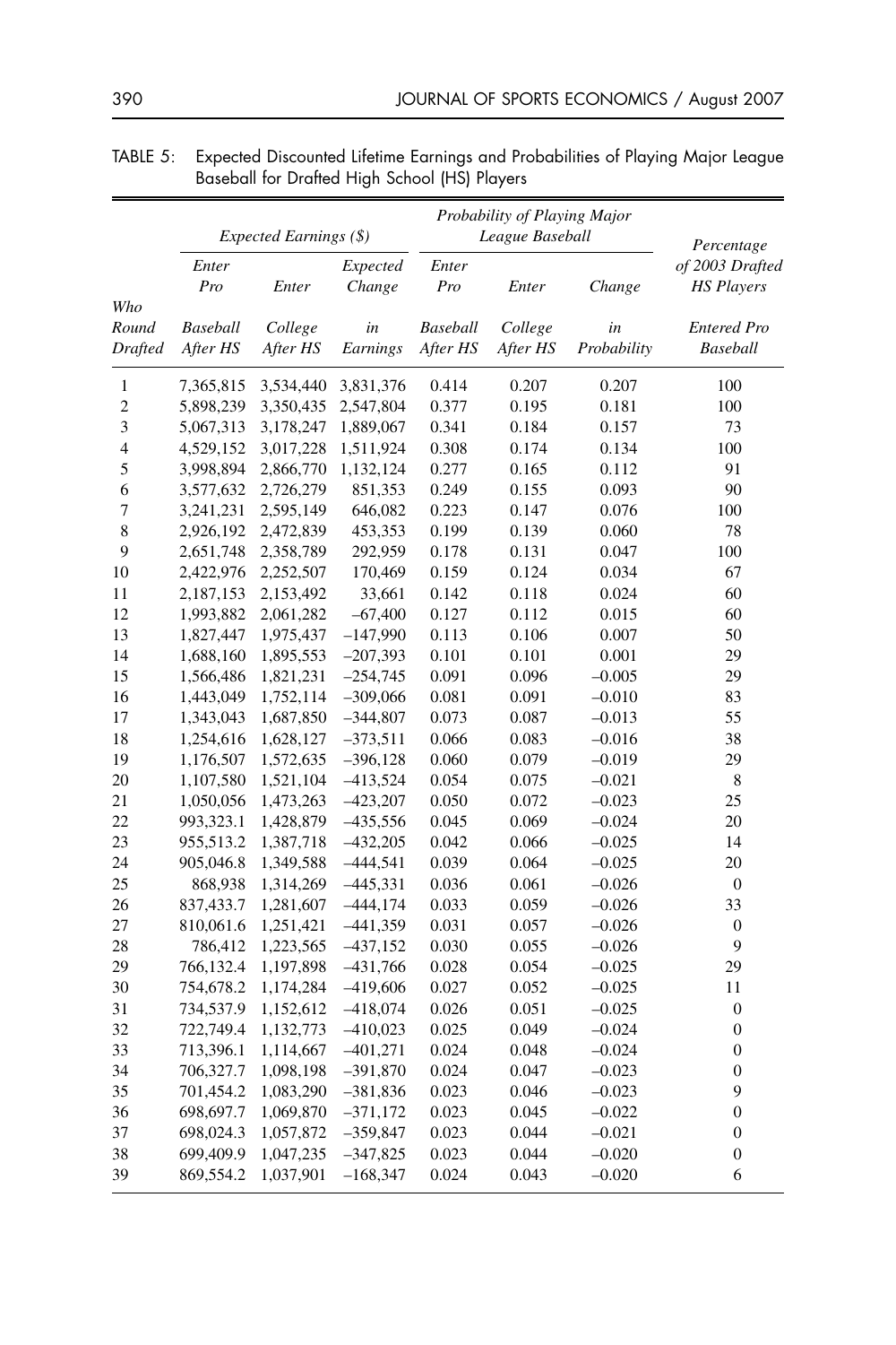TABLE 5: Expected Discounted Lifetime Earnings and Probabilities of Playing Major League Baseball for Drafted High School (HS) Players

| Who Round Drafted | *Expected Earnings ($)* | | | *Probability of Playing Major League Baseball* | | | Percentage of 2003 Drafted HS Players Entered Pro Baseball |
|---|---|---|---|---|---|---|---|
| | *Enter Pro Baseball After HS* | *Enter College After HS* | *Expected Change in Earnings* | *Enter Pro Baseball After HS* | *Enter College After HS* | *Change in Probability* | |
| 1 | 7,365,815 | 3,534,440 | 3,831,376 | 0.414 | 0.207 | 0.207 | 100 |
| 2 | 5,898,239 | 3,350,435 | 2,547,804 | 0.377 | 0.195 | 0.181 | 100 |
| 3 | 5,067,313 | 3,178,247 | 1,889,067 | 0.341 | 0.184 | 0.157 | 73 |
| 4 | 4,529,152 | 3,017,228 | 1,511,924 | 0.308 | 0.174 | 0.134 | 100 |
| 5 | 3,998,894 | 2,866,770 | 1,132,124 | 0.277 | 0.165 | 0.112 | 91 |
| 6 | 3,577,632 | 2,726,279 | 851,353 | 0.249 | 0.155 | 0.093 | 90 |
| 7 | 3,241,231 | 2,595,149 | 646,082 | 0.223 | 0.147 | 0.076 | 100 |
| 8 | 2,926,192 | 2,472,839 | 453,353 | 0.199 | 0.139 | 0.060 | 78 |
| 9 | 2,651,748 | 2,358,789 | 292,959 | 0.178 | 0.131 | 0.047 | 100 |
| 10 | 2,422,976 | 2,252,507 | 170,469 | 0.159 | 0.124 | 0.034 | 67 |
| 11 | 2,187,153 | 2,153,492 | 33,661 | 0.142 | 0.118 | 0.024 | 60 |
| 12 | 1,993,882 | 2,061,282 | –67,400 | 0.127 | 0.112 | 0.015 | 60 |
| 13 | 1,827,447 | 1,975,437 | –147,990 | 0.113 | 0.106 | 0.007 | 50 |
| 14 | 1,688,160 | 1,895,553 | –207,393 | 0.101 | 0.101 | 0.001 | 29 |
| 15 | 1,566,486 | 1,821,231 | –254,745 | 0.091 | 0.096 | –0.005 | 29 |
| 16 | 1,443,049 | 1,752,114 | –309,066 | 0.081 | 0.091 | –0.010 | 83 |
| 17 | 1,343,043 | 1,687,850 | –344,807 | 0.073 | 0.087 | –0.013 | 55 |
| 18 | 1,254,616 | 1,628,127 | –373,511 | 0.066 | 0.083 | –0.016 | 38 |
| 19 | 1,176,507 | 1,572,635 | –396,128 | 0.060 | 0.079 | –0.019 | 29 |
| 20 | 1,107,580 | 1,521,104 | –413,524 | 0.054 | 0.075 | –0.021 | 8 |
| 21 | 1,050,056 | 1,473,263 | –423,207 | 0.050 | 0.072 | –0.023 | 25 |
| 22 | 993,323.1 | 1,428,879 | –435,556 | 0.045 | 0.069 | –0.024 | 20 |
| 23 | 955,513.2 | 1,387,718 | –432,205 | 0.042 | 0.066 | –0.025 | 14 |
| 24 | 905,046.8 | 1,349,588 | –444,541 | 0.039 | 0.064 | –0.025 | 20 |
| 25 | 868,938 | 1,314,269 | –445,331 | 0.036 | 0.061 | –0.026 | 0 |
| 26 | 837,433.7 | 1,281,607 | –444,174 | 0.033 | 0.059 | –0.026 | 33 |
| 27 | 810,061.6 | 1,251,421 | –441,359 | 0.031 | 0.057 | –0.026 | 0 |
| 28 | 786,412 | 1,223,565 | –437,152 | 0.030 | 0.055 | –0.026 | 9 |
| 29 | 766,132.4 | 1,197,898 | –431,766 | 0.028 | 0.054 | –0.025 | 29 |
| 30 | 754,678.2 | 1,174,284 | –419,606 | 0.027 | 0.052 | –0.025 | 11 |
| 31 | 734,537.9 | 1,152,612 | –418,074 | 0.026 | 0.051 | –0.025 | 0 |
| 32 | 722,749.4 | 1,132,773 | –410,023 | 0.025 | 0.049 | –0.024 | 0 |
| 33 | 713,396.1 | 1,114,667 | –401,271 | 0.024 | 0.048 | –0.024 | 0 |
| 34 | 706,327.7 | 1,098,198 | –391,870 | 0.024 | 0.047 | –0.023 | 0 |
| 35 | 701,454.2 | 1,083,290 | –381,836 | 0.023 | 0.046 | –0.023 | 9 |
| 36 | 698,697.7 | 1,069,870 | –371,172 | 0.023 | 0.045 | –0.022 | 0 |
| 37 | 698,024.3 | 1,057,872 | –359,847 | 0.023 | 0.044 | –0.021 | 0 |
| 38 | 699,409.9 | 1,047,235 | –347,825 | 0.023 | 0.044 | –0.020 | 0 |
| 39 | 869,554.2 | 1,037,901 | –168,347 | 0.024 | 0.043 | –0.020 | 6 |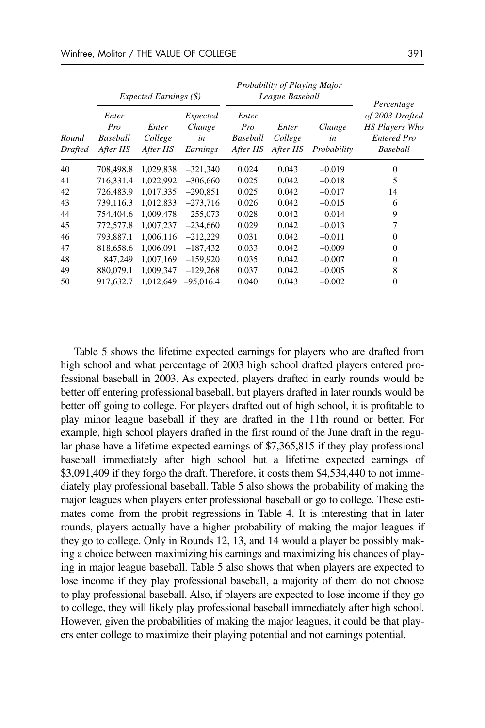| Round Drafted | Expected Earnings ($) | | | Probability of Playing Major League Baseball | | | Percentage of 2003 Drafted HS Players Who Entered Pro Baseball |
|---|---|---|---|---|---|---|---|
| | *Enter Pro Baseball After HS* | *Enter College After HS* | *Expected Change in Earnings* | *Enter Pro Baseball After HS* | *Enter College After HS* | *Change in Probability* | |
| 40 | 708,498.8 | 1,029,838 | –321,340 | 0.024 | 0.043 | –0.019 | 0 |
| 41 | 716,331.4 | 1,022,992 | –306,660 | 0.025 | 0.042 | –0.018 | 5 |
| 42 | 726,483.9 | 1,017,335 | –290,851 | 0.025 | 0.042 | –0.017 | 14 |
| 43 | 739,116.3 | 1,012,833 | –273,716 | 0.026 | 0.042 | –0.015 | 6 |
| 44 | 754,404.6 | 1,009,478 | –255,073 | 0.028 | 0.042 | –0.014 | 9 |
| 45 | 772,577.8 | 1,007,237 | –234,660 | 0.029 | 0.042 | –0.013 | 7 |
| 46 | 793,887.1 | 1,006,116 | –212,229 | 0.031 | 0.042 | –0.011 | 0 |
| 47 | 818,658.6 | 1,006,091 | –187,432 | 0.033 | 0.042 | –0.009 | 0 |
| 48 | 847,249 | 1,007,169 | –159,920 | 0.035 | 0.042 | –0.007 | 0 |
| 49 | 880,079.1 | 1,009,347 | –129,268 | 0.037 | 0.042 | –0.005 | 8 |
| 50 | 917,632.7 | 1,012,649 | –95,016.4 | 0.040 | 0.043 | –0.002 | 0 |

Table 5 shows the lifetime expected earnings for players who are drafted from high school and what percentage of 2003 high school drafted players entered professional baseball in 2003. As expected, players drafted in early rounds would be better off entering professional baseball, but players drafted in later rounds would be better off going to college. For players drafted out of high school, it is profitable to play minor league baseball if they are drafted in the 11th round or better. For example, high school players drafted in the first round of the June draft in the regular phase have a lifetime expected earnings of $7,365,815 if they play professional baseball immediately after high school but a lifetime expected earnings of $3,091,409 if they forgo the draft. Therefore, it costs them $4,534,440 to not immediately play professional baseball. Table 5 also shows the probability of making the major leagues when players enter professional baseball or go to college. These estimates come from the probit regressions in Table 4. It is interesting that in later rounds, players actually have a higher probability of making the major leagues if they go to college. Only in Rounds 12, 13, and 14 would a player be possibly making a choice between maximizing his earnings and maximizing his chances of playing in major league baseball. Table 5 also shows that when players are expected to lose income if they play professional baseball, a majority of them do not choose to play professional baseball. Also, if players are expected to lose income if they go to college, they will likely play professional baseball immediately after high school. However, given the probabilities of making the major leagues, it could be that players enter college to maximize their playing potential and not earnings potential.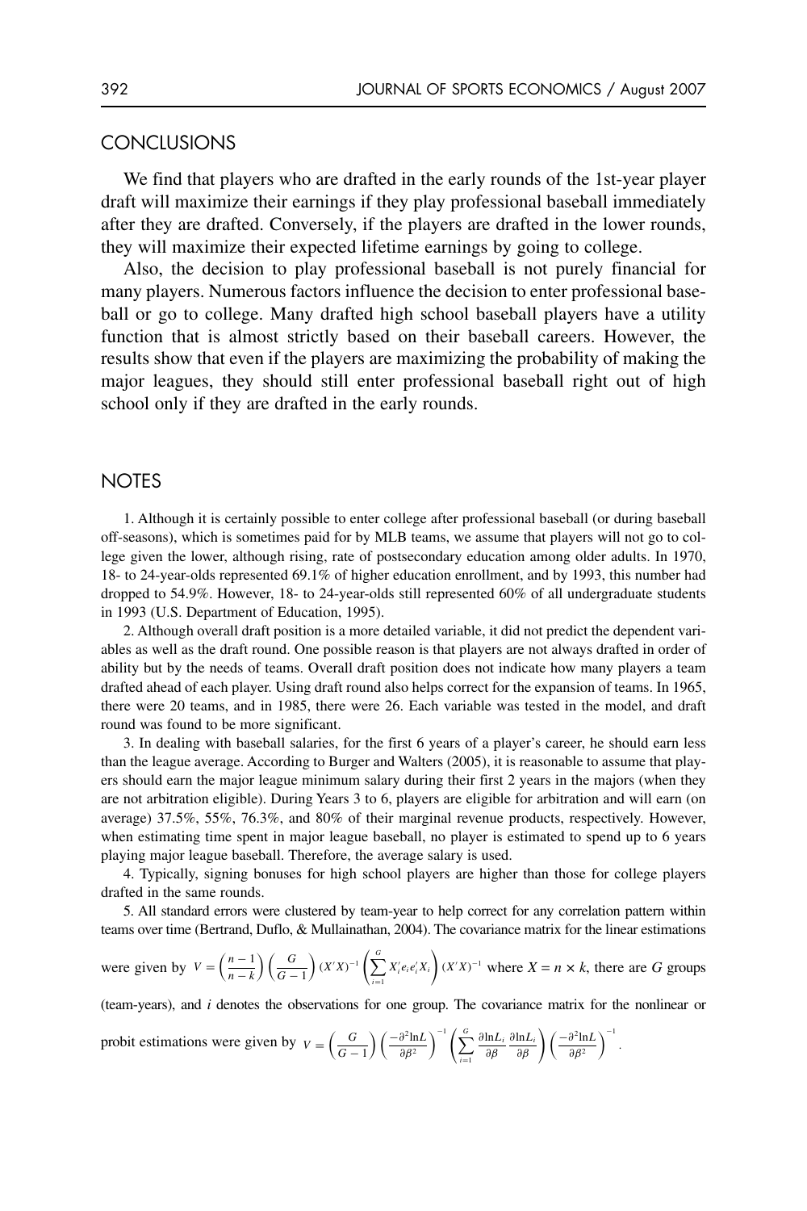## CONCLUSIONS

We find that players who are drafted in the early rounds of the 1st-year player draft will maximize their earnings if they play professional baseball immediately after they are drafted. Conversely, if the players are drafted in the lower rounds, they will maximize their expected lifetime earnings by going to college.

Also, the decision to play professional baseball is not purely financial for many players. Numerous factors influence the decision to enter professional baseball or go to college. Many drafted high school baseball players have a utility function that is almost strictly based on their baseball careers. However, the results show that even if the players are maximizing the probability of making the major leagues, they should still enter professional baseball right out of high school only if they are drafted in the early rounds.

## NOTES

1. Although it is certainly possible to enter college after professional baseball (or during baseball off-seasons), which is sometimes paid for by MLB teams, we assume that players will not go to college given the lower, although rising, rate of postsecondary education among older adults. In 1970, 18- to 24-year-olds represented 69.1% of higher education enrollment, and by 1993, this number had dropped to 54.9%. However, 18- to 24-year-olds still represented 60% of all undergraduate students in 1993 (U.S. Department of Education, 1995).

2. Although overall draft position is a more detailed variable, it did not predict the dependent variables as well as the draft round. One possible reason is that players are not always drafted in order of ability but by the needs of teams. Overall draft position does not indicate how many players a team drafted ahead of each player. Using draft round also helps correct for the expansion of teams. In 1965, there were 20 teams, and in 1985, there were 26. Each variable was tested in the model, and draft round was found to be more significant.

3. In dealing with baseball salaries, for the first 6 years of a player's career, he should earn less than the league average. According to Burger and Walters (2005), it is reasonable to assume that players should earn the major league minimum salary during their first 2 years in the majors (when they are not arbitration eligible). During Years 3 to 6, players are eligible for arbitration and will earn (on average) 37.5%, 55%, 76.3%, and 80% of their marginal revenue products, respectively. However, when estimating time spent in major league baseball, no player is estimated to spend up to 6 years playing major league baseball. Therefore, the average salary is used.

4. Typically, signing bonuses for high school players are higher than those for college players drafted in the same rounds.

5. All standard errors were clustered by team-year to help correct for any correlation pattern within teams over time (Bertrand, Duflo, & Mullainathan, 2004). The covariance matrix for the linear estimations were given by $V = \left(\frac{n-1}{n-k}\right)\left(\frac{G}{G-1}\right)(X'X)^{-1}\left(\sum_{i=1}^{G} X_i' e_i e_i' X_i\right)(X'X)^{-1}$ where $X = n \times k$, there are $G$ groups (team-years), and $i$ denotes the observations for one group. The covariance matrix for the nonlinear or probit estimations were given by $V = \left(\frac{G}{G-1}\right)\left(\frac{-\partial^2 \ln L}{\partial \beta^2}\right)^{-1}\left(\sum_{i=1}^{G} \frac{\partial \ln L_i}{\partial \beta}\frac{\partial \ln L_i}{\partial \beta}\right)\left(\frac{-\partial^2 \ln L}{\partial \beta^2}\right)^{-1}$.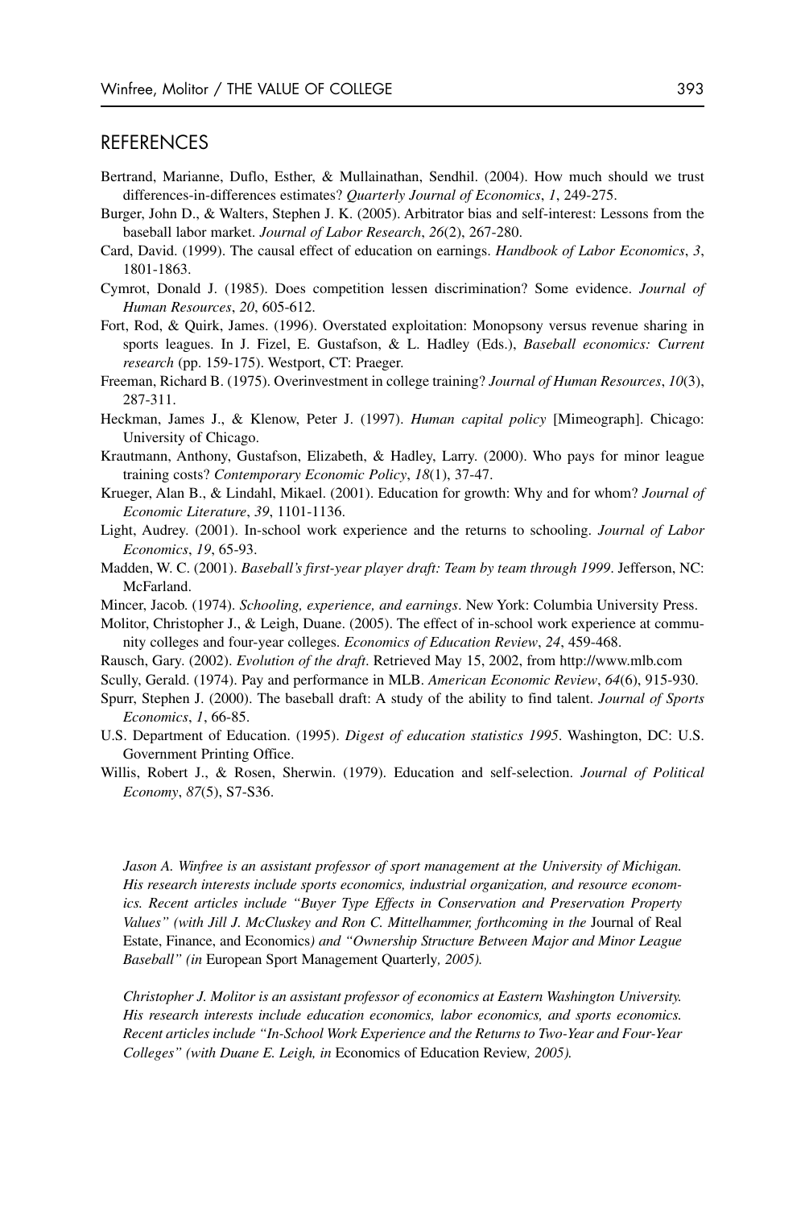## REFERENCES

Bertrand, Marianne, Duflo, Esther, & Mullainathan, Sendhil. (2004). How much should we trust differences-in-differences estimates? *Quarterly Journal of Economics*, *1*, 249-275.

Burger, John D., & Walters, Stephen J. K. (2005). Arbitrator bias and self-interest: Lessons from the baseball labor market. *Journal of Labor Research*, *26*(2), 267-280.

Card, David. (1999). The causal effect of education on earnings. *Handbook of Labor Economics*, *3*, 1801-1863.

Cymrot, Donald J. (1985). Does competition lessen discrimination? Some evidence. *Journal of Human Resources*, *20*, 605-612.

Fort, Rod, & Quirk, James. (1996). Overstated exploitation: Monopsony versus revenue sharing in sports leagues. In J. Fizel, E. Gustafson, & L. Hadley (Eds.), *Baseball economics: Current research* (pp. 159-175). Westport, CT: Praeger.

Freeman, Richard B. (1975). Overinvestment in college training? *Journal of Human Resources*, *10*(3), 287-311.

Heckman, James J., & Klenow, Peter J. (1997). *Human capital policy* [Mimeograph]. Chicago: University of Chicago.

Krautmann, Anthony, Gustafson, Elizabeth, & Hadley, Larry. (2000). Who pays for minor league training costs? *Contemporary Economic Policy*, *18*(1), 37-47.

Krueger, Alan B., & Lindahl, Mikael. (2001). Education for growth: Why and for whom? *Journal of Economic Literature*, *39*, 1101-1136.

Light, Audrey. (2001). In-school work experience and the returns to schooling. *Journal of Labor Economics*, *19*, 65-93.

Madden, W. C. (2001). *Baseball's first-year player draft: Team by team through 1999*. Jefferson, NC: McFarland.

Mincer, Jacob. (1974). *Schooling, experience, and earnings*. New York: Columbia University Press.

Molitor, Christopher J., & Leigh, Duane. (2005). The effect of in-school work experience at community colleges and four-year colleges. *Economics of Education Review*, *24*, 459-468.

Rausch, Gary. (2002). *Evolution of the draft*. Retrieved May 15, 2002, from http://www.mlb.com

Scully, Gerald. (1974). Pay and performance in MLB. *American Economic Review*, *64*(6), 915-930.

Spurr, Stephen J. (2000). The baseball draft: A study of the ability to find talent. *Journal of Sports Economics*, *1*, 66-85.

U.S. Department of Education. (1995). *Digest of education statistics 1995*. Washington, DC: U.S. Government Printing Office.

Willis, Robert J., & Rosen, Sherwin. (1979). Education and self-selection. *Journal of Political Economy*, *87*(5), S7-S36.

*Jason A. Winfree is an assistant professor of sport management at the University of Michigan. His research interests include sports economics, industrial organization, and resource economics. Recent articles include "Buyer Type Effects in Conservation and Preservation Property Values" (with Jill J. McCluskey and Ron C. Mittelhammer, forthcoming in the* Journal of Real Estate, Finance, and Economics*) and "Ownership Structure Between Major and Minor League Baseball" (in* European Sport Management Quarterly*, 2005).*

*Christopher J. Molitor is an assistant professor of economics at Eastern Washington University. His research interests include education economics, labor economics, and sports economics. Recent articles include "In-School Work Experience and the Returns to Two-Year and Four-Year Colleges" (with Duane E. Leigh, in* Economics of Education Review*, 2005).*